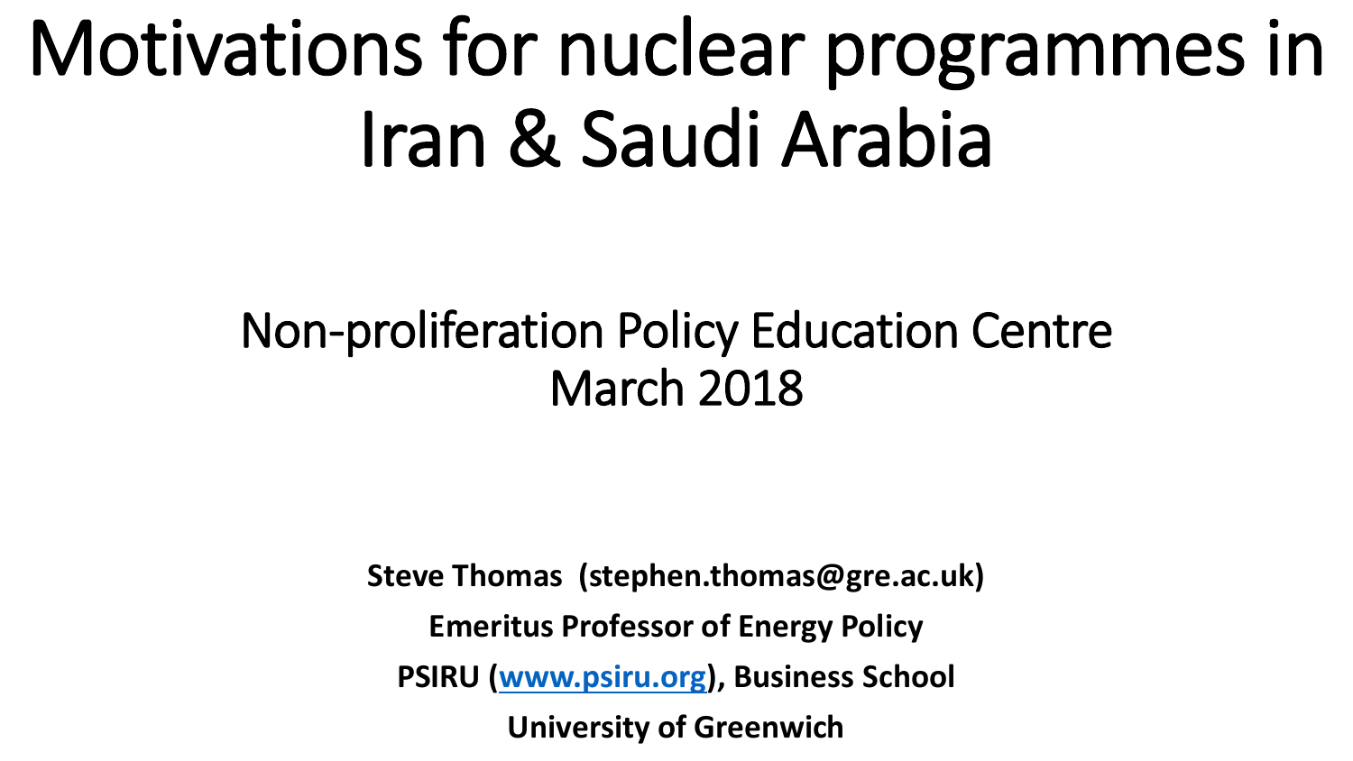# Motivations for nuclear programmes in Iran & Saudi Arabia

Non-proliferation Policy Education Centre
March 2018

**Steve Thomas (stephen.thomas@gre.ac.uk)**

**Emeritus Professor of Energy Policy**

**PSIRU ([www.psiru.org](http://www.psiru.org)), Business School**

**University of Greenwich**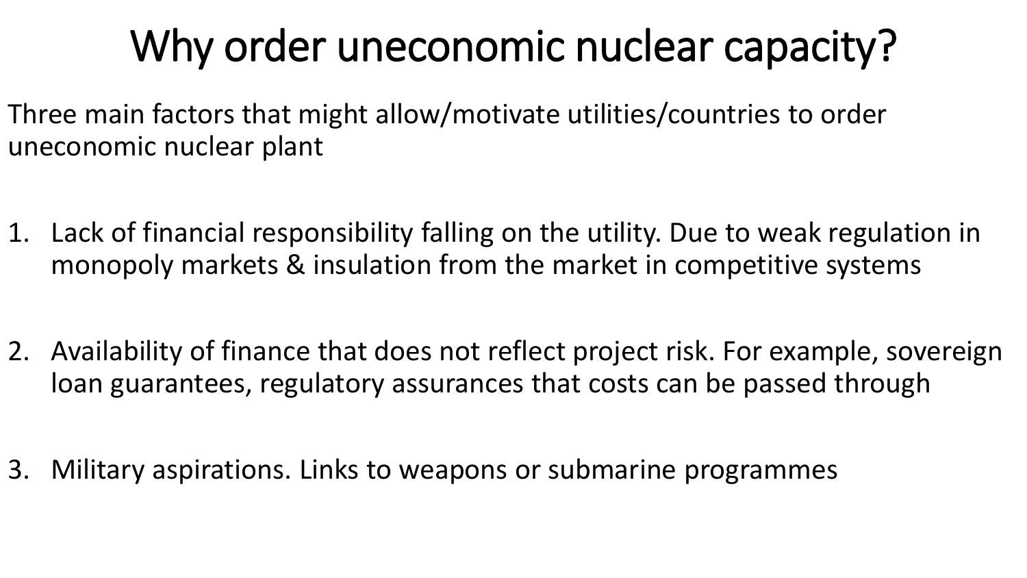# Why order uneconomic nuclear capacity?

Three main factors that might allow/motivate utilities/countries to order uneconomic nuclear plant

1. Lack of financial responsibility falling on the utility. Due to weak regulation in monopoly markets & insulation from the market in competitive systems
2. Availability of finance that does not reflect project risk. For example, sovereign loan guarantees, regulatory assurances that costs can be passed through
3. Military aspirations. Links to weapons or submarine programmes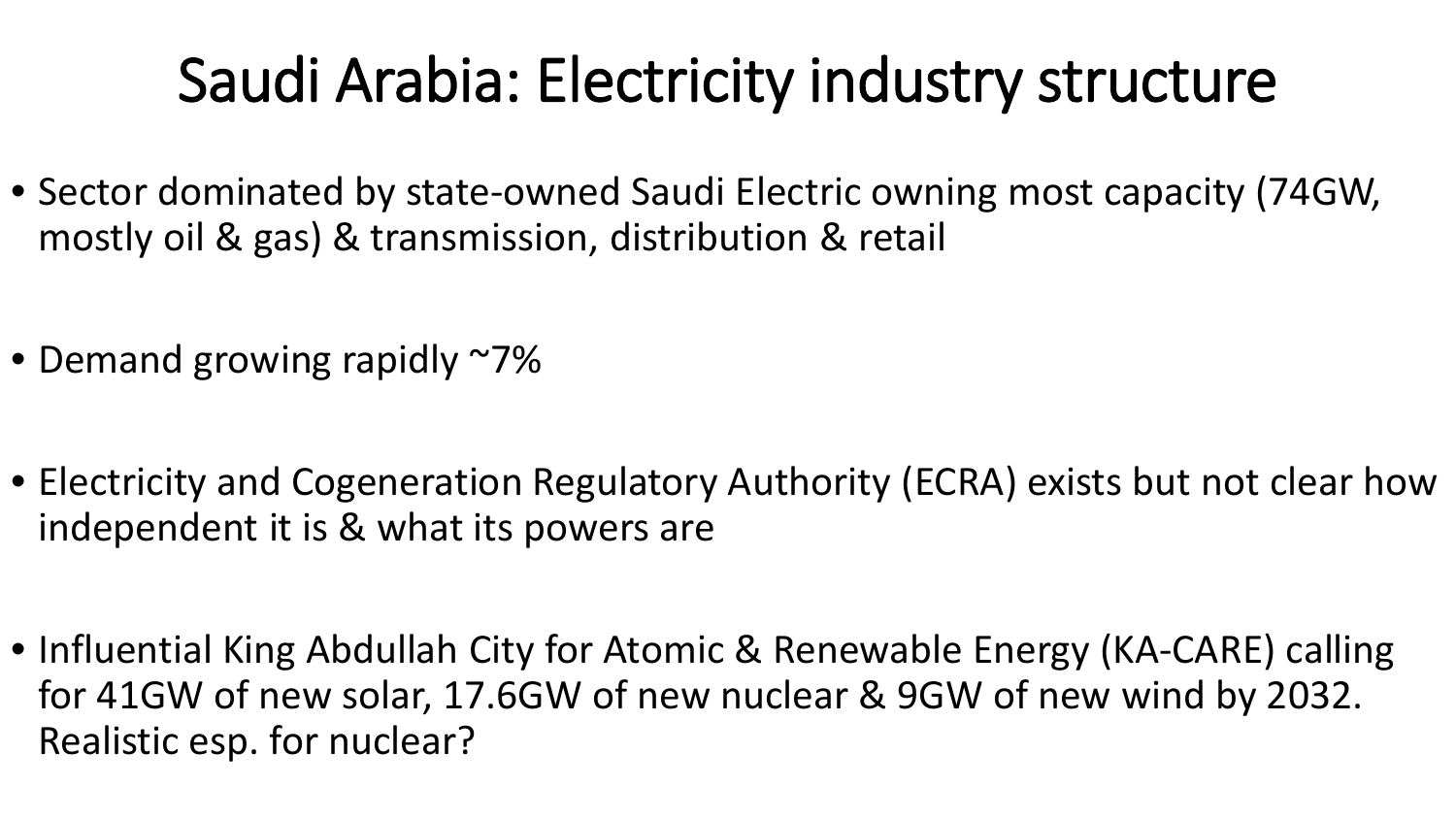# Saudi Arabia: Electricity industry structure

- Sector dominated by state-owned Saudi Electric owning most capacity (74GW, mostly oil & gas) & transmission, distribution & retail
- Demand growing rapidly ~7%
- Electricity and Cogeneration Regulatory Authority (ECRA) exists but not clear how independent it is & what its powers are
- Influential King Abdullah City for Atomic & Renewable Energy (KA-CARE) calling for 41GW of new solar, 17.6GW of new nuclear & 9GW of new wind by 2032. Realistic esp. for nuclear?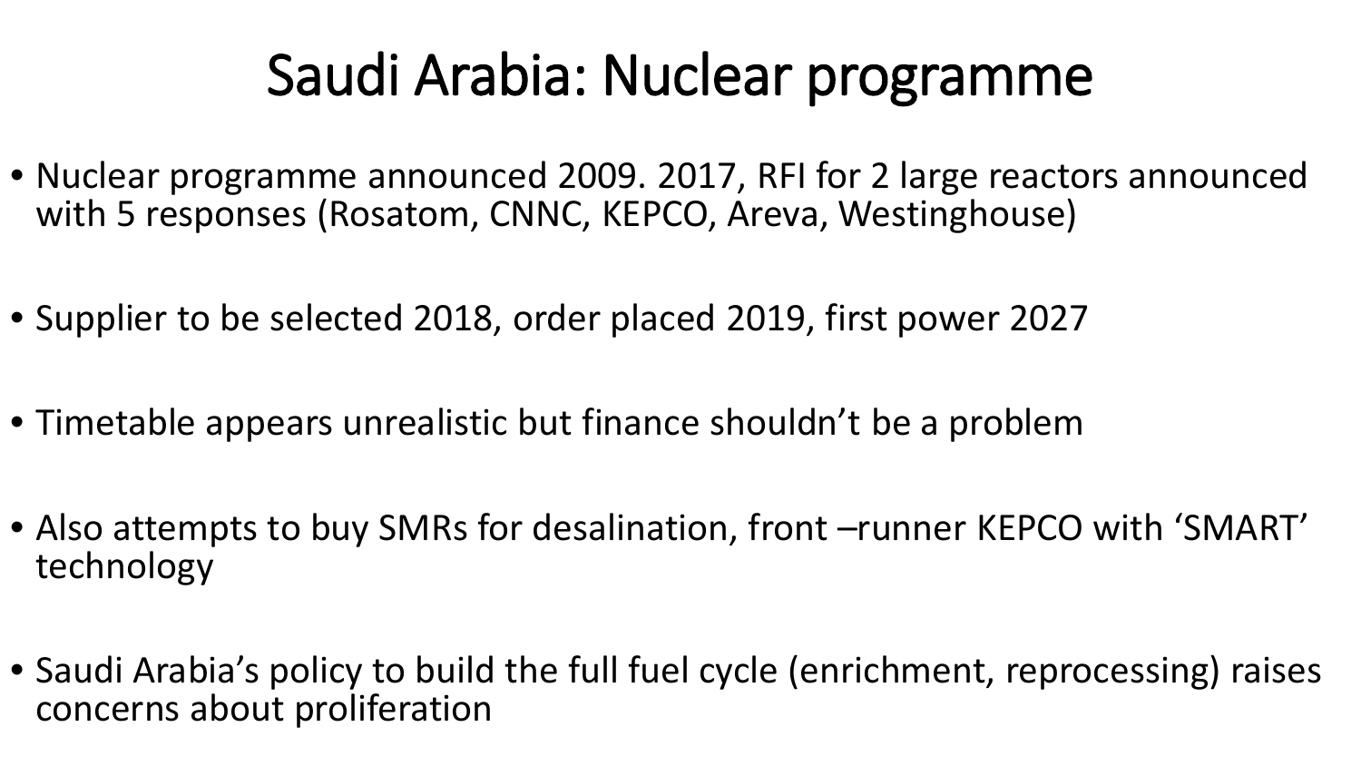# Saudi Arabia: Nuclear programme

- Nuclear programme announced 2009. 2017, RFI for 2 large reactors announced with 5 responses (Rosatom, CNNC, KEPCO, Areva, Westinghouse)
- Supplier to be selected 2018, order placed 2019, first power 2027
- Timetable appears unrealistic but finance shouldn't be a problem
- Also attempts to buy SMRs for desalination, front –runner KEPCO with 'SMART' technology
- Saudi Arabia's policy to build the full fuel cycle (enrichment, reprocessing) raises concerns about proliferation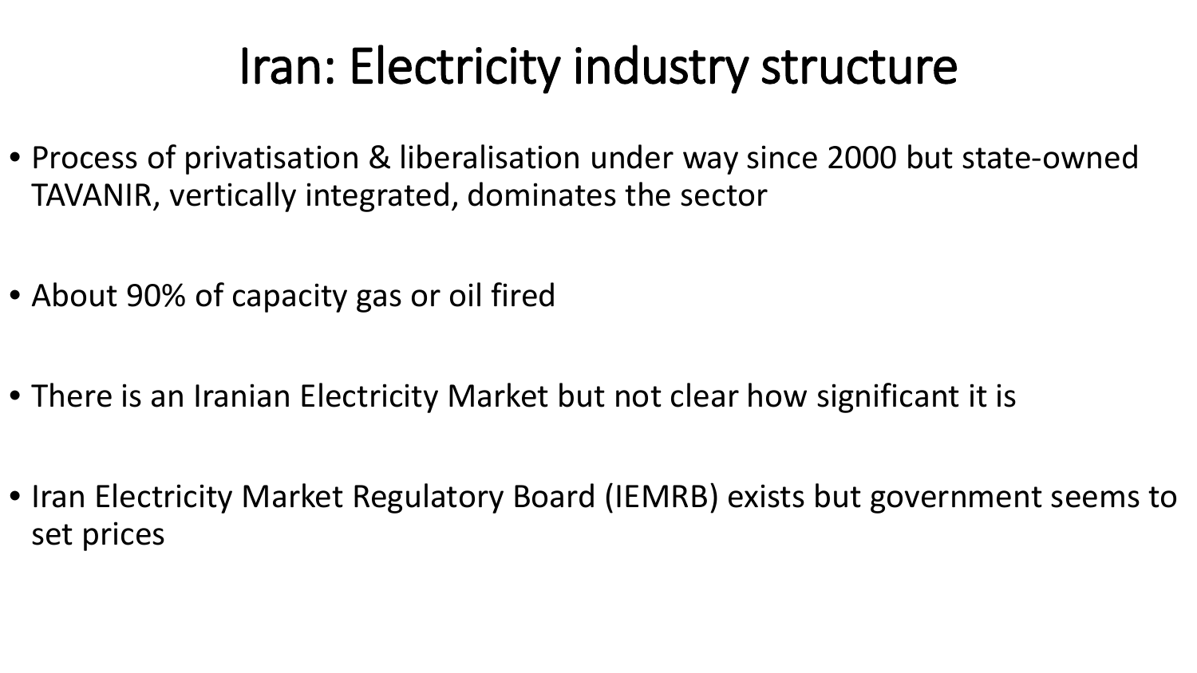# Iran: Electricity industry structure

- Process of privatisation & liberalisation under way since 2000 but state-owned TAVANIR, vertically integrated, dominates the sector
- About 90% of capacity gas or oil fired
- There is an Iranian Electricity Market but not clear how significant it is
- Iran Electricity Market Regulatory Board (IEMRB) exists but government seems to set prices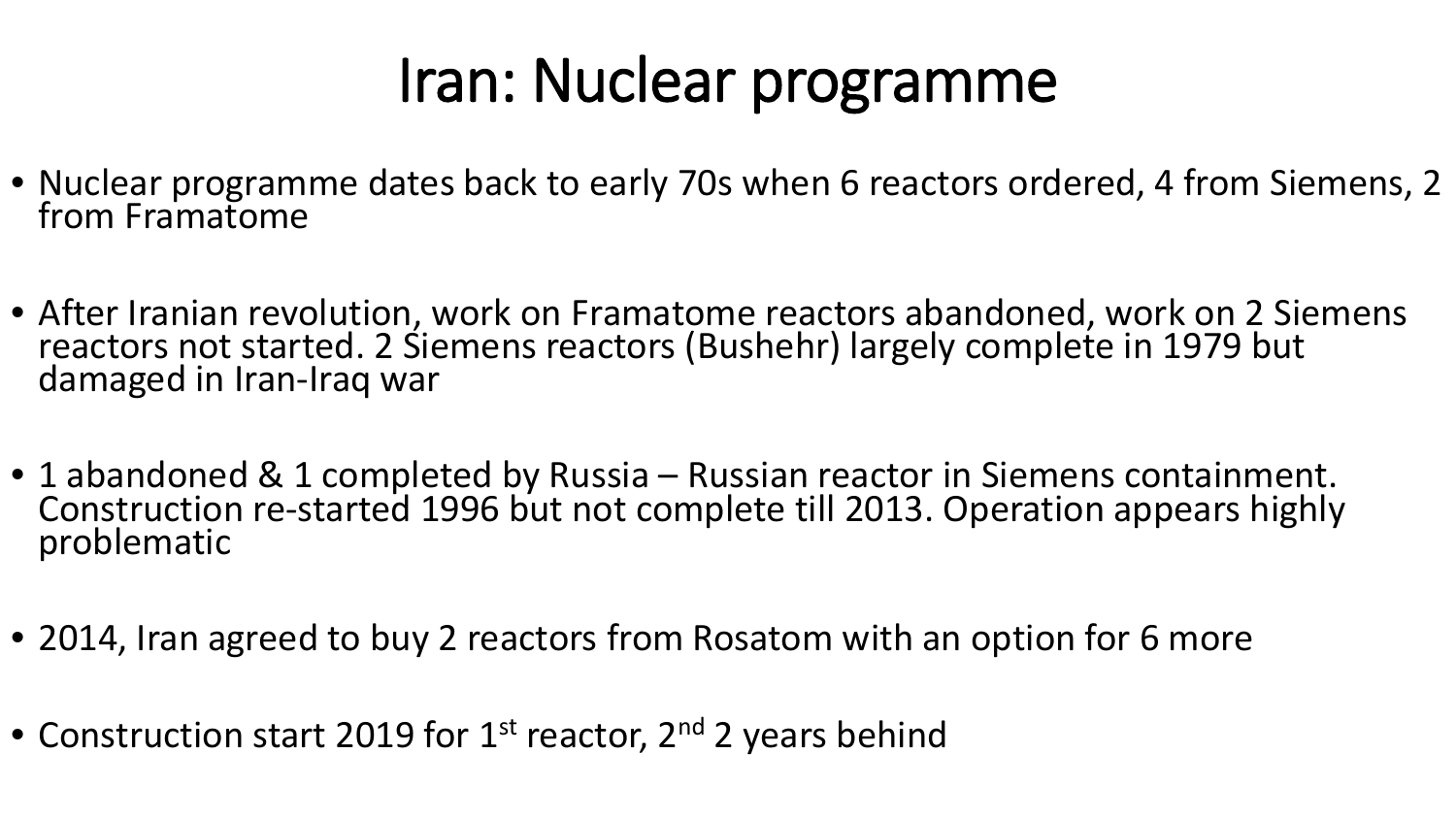# Iran: Nuclear programme

- Nuclear programme dates back to early 70s when 6 reactors ordered, 4 from Siemens, 2 from Framatome
- After Iranian revolution, work on Framatome reactors abandoned, work on 2 Siemens reactors not started. 2 Siemens reactors (Bushehr) largely complete in 1979 but damaged in Iran-Iraq war
- 1 abandoned & 1 completed by Russia – Russian reactor in Siemens containment. Construction re-started 1996 but not complete till 2013. Operation appears highly problematic
- 2014, Iran agreed to buy 2 reactors from Rosatom with an option for 6 more
- Construction start 2019 for 1st reactor, 2nd 2 years behind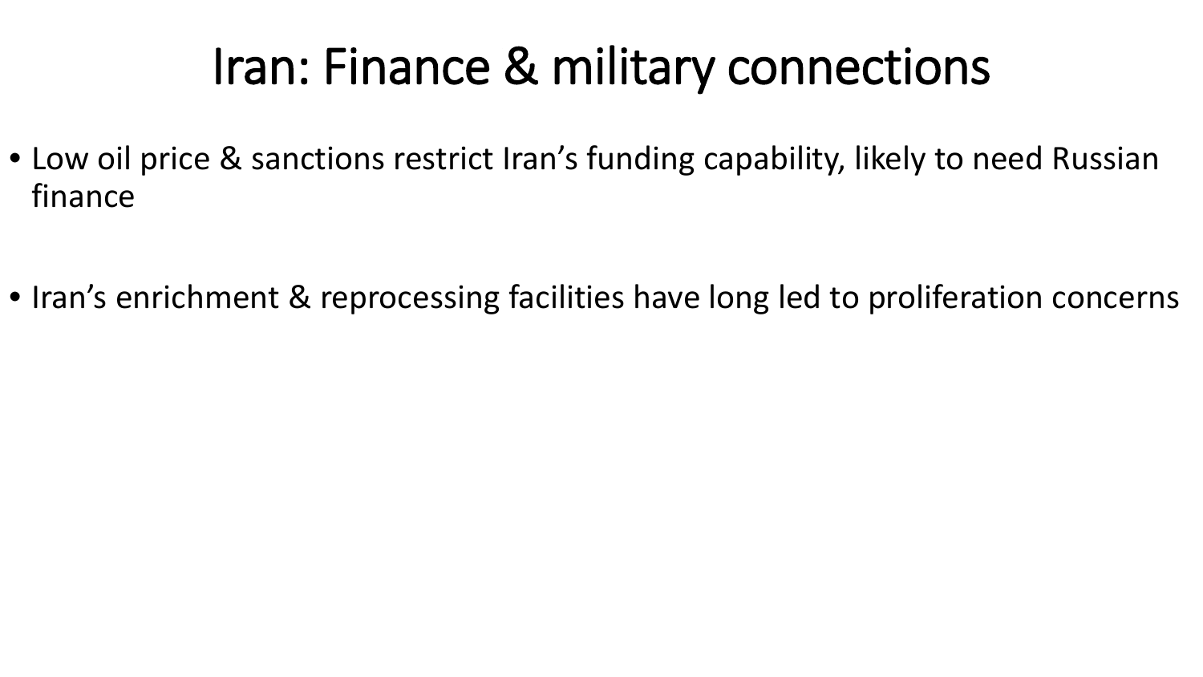# Iran: Finance & military connections

- Low oil price & sanctions restrict Iran's funding capability, likely to need Russian finance
- Iran's enrichment & reprocessing facilities have long led to proliferation concerns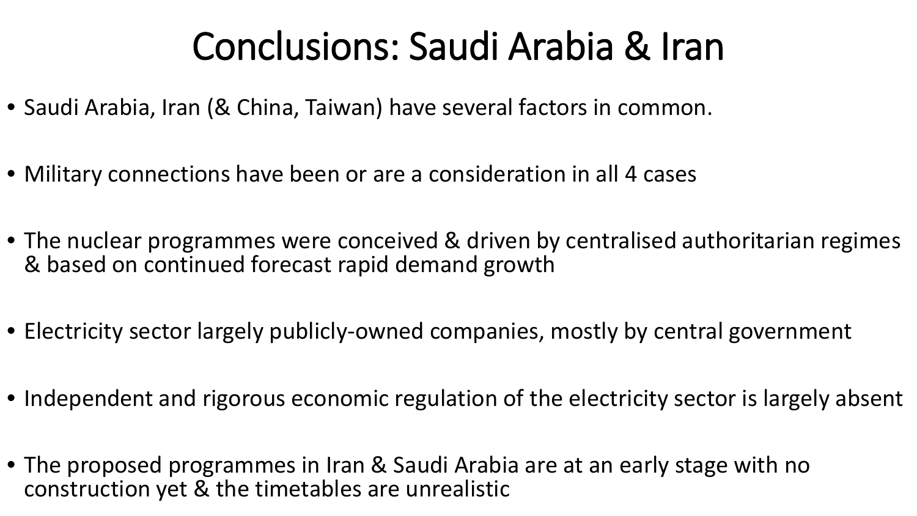# Conclusions: Saudi Arabia & Iran

- Saudi Arabia, Iran (& China, Taiwan) have several factors in common.
- Military connections have been or are a consideration in all 4 cases
- The nuclear programmes were conceived & driven by centralised authoritarian regimes & based on continued forecast rapid demand growth
- Electricity sector largely publicly-owned companies, mostly by central government
- Independent and rigorous economic regulation of the electricity sector is largely absent
- The proposed programmes in Iran & Saudi Arabia are at an early stage with no construction yet & the timetables are unrealistic